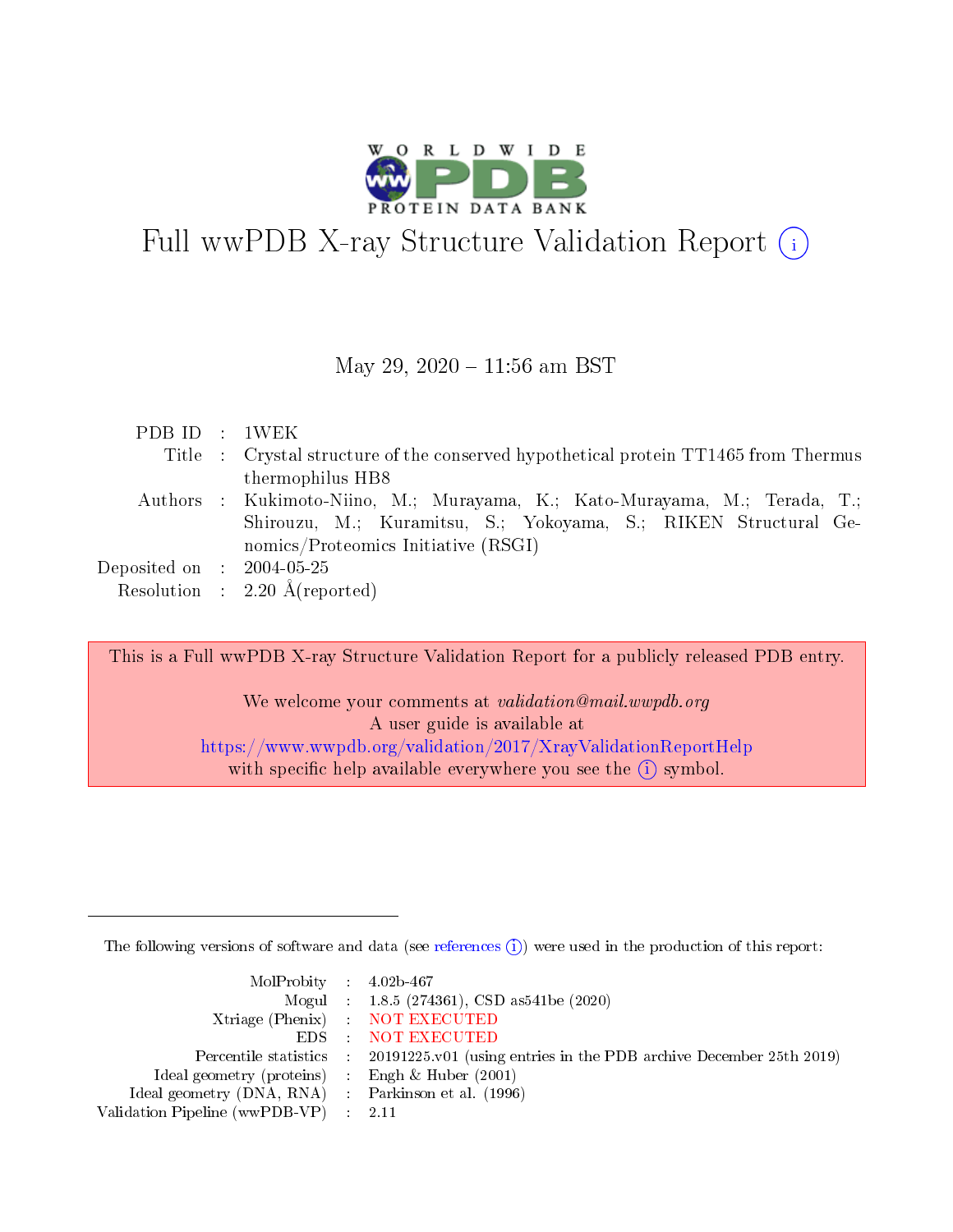# Full wwPDB X-ray Structure Validation Report

May 29, 2020 – 11:56 am BST

| | | |
|---|---|---|
| PDB ID | : | 1WEK |
| Title | : | Crystal structure of the conserved hypothetical protein TT1465 from Thermus thermophilus HB8 |
| Authors | : | Kukimoto-Niino, M.; Murayama, K.; Kato-Murayama, M.; Terada, T.; Shirouzu, M.; Kuramitsu, S.; Yokoyama, S.; RIKEN Structural Genomics/Proteomics Initiative (RSGI) |
| Deposited on | : | 2004-05-25 |
| Resolution | : | 2.20 Å(reported) |

This is a Full wwPDB X-ray Structure Validation Report for a publicly released PDB entry.

We welcome your comments at *validation@mail.wwpdb.org*
A user guide is available at
https://www.wwpdb.org/validation/2017/XrayValidationReportHelp
with specific help available everywhere you see the (i) symbol.

---

The following versions of software and data (see references (i)) were used in the production of this report:

| | | |
|---|---|---|
| MolProbity | : | 4.02b-467 |
| Mogul | : | 1.8.5 (274361), CSD as541be (2020) |
| Xtriage (Phenix) | : | NOT EXECUTED |
| EDS | : | NOT EXECUTED |
| Percentile statistics | : | 20191225.v01 (using entries in the PDB archive December 25th 2019) |
| Ideal geometry (proteins) | : | Engh & Huber (2001) |
| Ideal geometry (DNA, RNA) | : | Parkinson et al. (1996) |
| Validation Pipeline (wwPDB-VP) | : | 2.11 |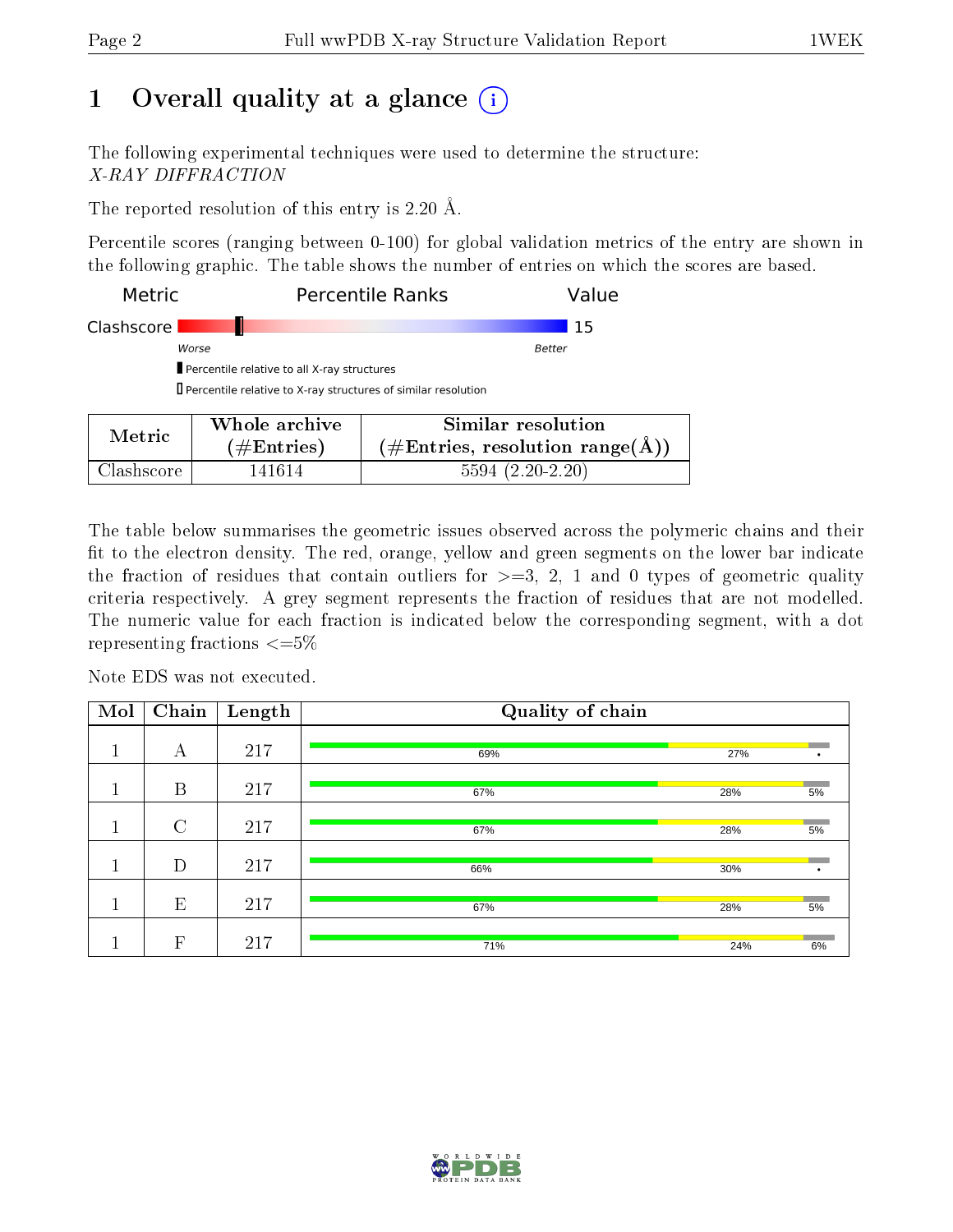# 1 Overall quality at a glance

The following experimental techniques were used to determine the structure:
*X-RAY DIFFRACTION*

The reported resolution of this entry is 2.20 Å.

Percentile scores (ranging between 0-100) for global validation metrics of the entry are shown in the following graphic. The table shows the number of entries on which the scores are based.

| Metric | Percentile Ranks | Value |
|---|---|---|
| Clashscore | | 15 |

Worse — Better

- Percentile relative to all X-ray structures
- Percentile relative to X-ray structures of similar resolution

| Metric | Whole archive (#Entries) | Similar resolution (#Entries, resolution range(Å)) |
|---|---|---|
| Clashscore | 141614 | 5594 (2.20-2.20) |

The table below summarises the geometric issues observed across the polymeric chains and their fit to the electron density. The red, orange, yellow and green segments on the lower bar indicate the fraction of residues that contain outliers for >=3, 2, 1 and 0 types of geometric quality criteria respectively. A grey segment represents the fraction of residues that are not modelled. The numeric value for each fraction is indicated below the corresponding segment, with a dot representing fractions <=5%

Note EDS was not executed.

| Mol | Chain | Length | Quality of chain |
|---|---|---|---|
| 1 | A | 217 | 69% / 27% / • |
| 1 | B | 217 | 67% / 28% / 5% |
| 1 | C | 217 | 67% / 28% / 5% |
| 1 | D | 217 | 66% / 30% / • |
| 1 | E | 217 | 67% / 28% / 5% |
| 1 | F | 217 | 71% / 24% / 6% |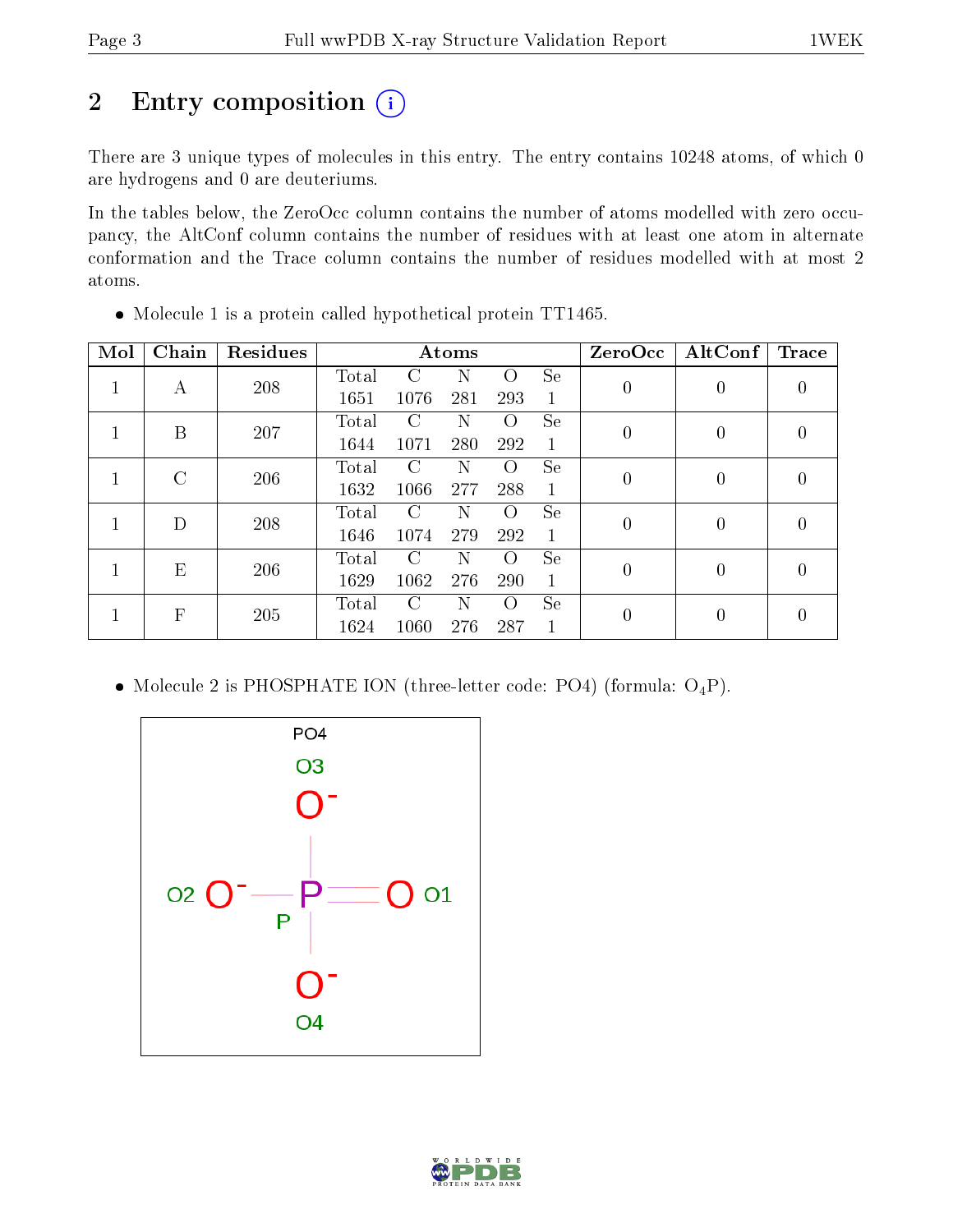# 2 Entry composition

There are 3 unique types of molecules in this entry. The entry contains 10248 atoms, of which 0 are hydrogens and 0 are deuteriums.

In the tables below, the ZeroOcc column contains the number of atoms modelled with zero occupancy, the AltConf column contains the number of residues with at least one atom in alternate conformation and the Trace column contains the number of residues modelled with at most 2 atoms.

- Molecule 1 is a protein called hypothetical protein TT1465.

| Mol | Chain | Residues | Atoms | | | | | ZeroOcc | AltConf | Trace |
|---|---|---|---|---|---|---|---|---|---|---|
| 1 | A | 208 | Total 1651 | C 1076 | N 281 | O 293 | Se 1 | 0 | 0 | 0 |
| 1 | B | 207 | Total 1644 | C 1071 | N 280 | O 292 | Se 1 | 0 | 0 | 0 |
| 1 | C | 206 | Total 1632 | C 1066 | N 277 | O 288 | Se 1 | 0 | 0 | 0 |
| 1 | D | 208 | Total 1646 | C 1074 | N 279 | O 292 | Se 1 | 0 | 0 | 0 |
| 1 | E | 206 | Total 1629 | C 1062 | N 276 | O 290 | Se 1 | 0 | 0 | 0 |
| 1 | F | 205 | Total 1624 | C 1060 | N 276 | O 287 | Se 1 | 0 | 0 | 0 |

- Molecule 2 is PHOSPHATE ION (three-letter code: PO4) (formula: $O_4P$).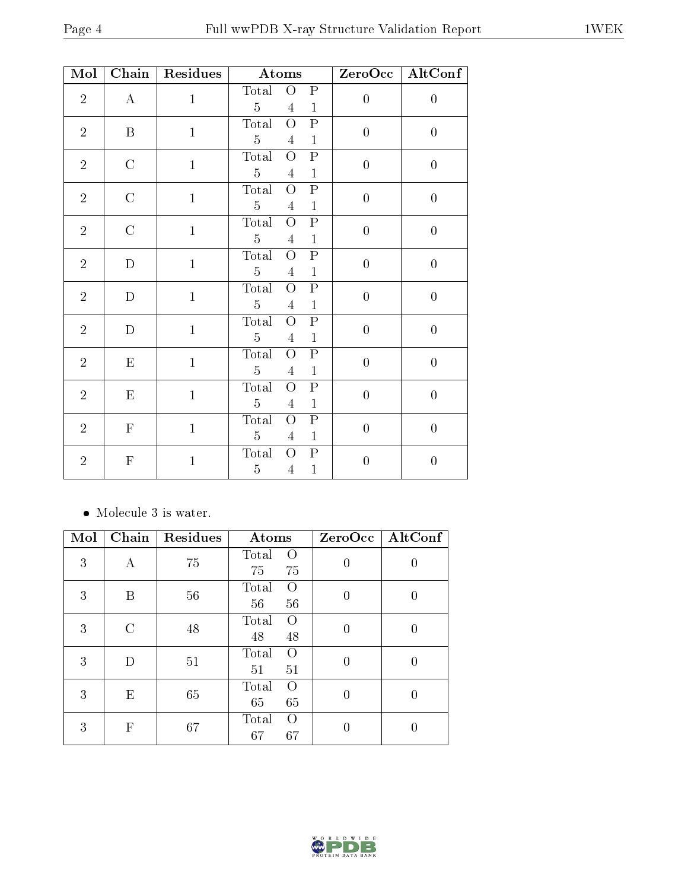| Mol | Chain | Residues | Atoms | ZeroOcc | AltConf |
|---|---|---|---|---|---|
| 2 | A | 1 | Total O P<br>5 4 1 | 0 | 0 |
| 2 | B | 1 | Total O P<br>5 4 1 | 0 | 0 |
| 2 | C | 1 | Total O P<br>5 4 1 | 0 | 0 |
| 2 | C | 1 | Total O P<br>5 4 1 | 0 | 0 |
| 2 | C | 1 | Total O P<br>5 4 1 | 0 | 0 |
| 2 | D | 1 | Total O P<br>5 4 1 | 0 | 0 |
| 2 | D | 1 | Total O P<br>5 4 1 | 0 | 0 |
| 2 | D | 1 | Total O P<br>5 4 1 | 0 | 0 |
| 2 | E | 1 | Total O P<br>5 4 1 | 0 | 0 |
| 2 | E | 1 | Total O P<br>5 4 1 | 0 | 0 |
| 2 | F | 1 | Total O P<br>5 4 1 | 0 | 0 |
| 2 | F | 1 | Total O P<br>5 4 1 | 0 | 0 |

- Molecule 3 is water.

| Mol | Chain | Residues | Atoms | ZeroOcc | AltConf |
|---|---|---|---|---|---|
| 3 | A | 75 | Total O<br>75 75 | 0 | 0 |
| 3 | B | 56 | Total O<br>56 56 | 0 | 0 |
| 3 | C | 48 | Total O<br>48 48 | 0 | 0 |
| 3 | D | 51 | Total O<br>51 51 | 0 | 0 |
| 3 | E | 65 | Total O<br>65 65 | 0 | 0 |
| 3 | F | 67 | Total O<br>67 67 | 0 | 0 |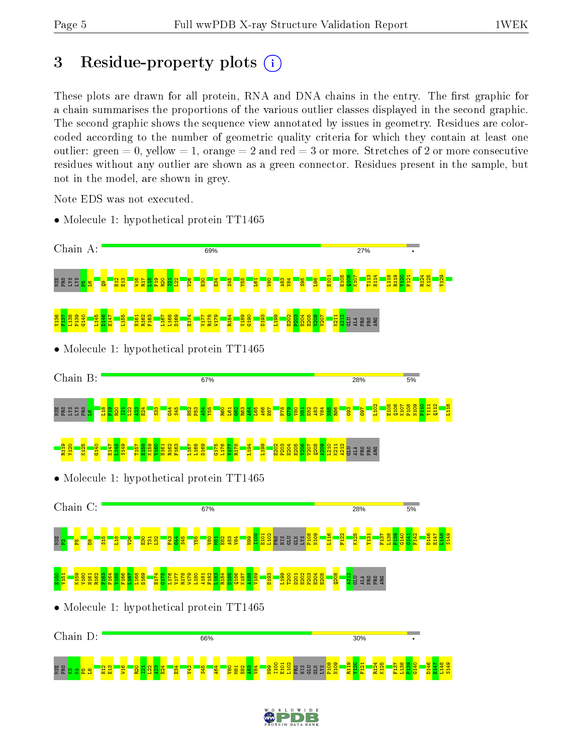# 3 Residue-property plots

These plots are drawn for all protein, RNA and DNA chains in the entry. The first graphic for a chain summarises the proportions of the various outlier classes displayed in the second graphic. The second graphic shows the sequence view annotated by issues in geometry. Residues are color-coded according to the number of geometric quality criteria for which they contain at least one outlier: green = 0, yellow = 1, orange = 2 and red = 3 or more. Stretches of 2 or more consecutive residues without any outlier are shown as a green connector. Residues present in the sample, but not in the model, are shown in grey.

Note EDS was not executed.

- Molecule 1: hypothetical protein TT1465

Chain A: 69% 27% •

MSE PRO LYS LYS P5 L6 Q9 H12 E13 W16 R17 L18 F19 R20 I21 L22 V26 E30 E34 S45 Y55 L61 V80 A83 V84 S95 I98 E101 E105 Q106 K107 T113 H114 L118 R119 Y120 F121 R124 K125 V129 V136 F137 L138 P139 G140 L145 D146 E147 L155 H161 R162 F163 L167 L168 D169 E174 V177 R178 W179 R184 V189 G190 D193 L199 E202 P203 E204 E205 V206 V207 K211 A212 GLU ALA PRO PRO ARG

- Molecule 1: hypothetical protein TT1465

Chain B: 67% 28% 5%

MSE PRO LYS LYS PRO L6 L18 F19 R20 I21 L22 A23 E24 S33 G44 S45 H52 P53 A54 Y55 R60 L61 G62 R63 A64 L65 A66 E67 P78 G79 V80 M81 E82 A83 V84 N85 R86 G93 G97 L102 E105 Q106 K107 P108 N109 P110 Y111 Q112 L116 R119 Y120 K125 G140 E147 L148 S149 T157 E158 K159 V160 H161 R162 F163 L167 L168 D169 G175 L176 V177 R178 R194 L199 E202 P203 E204 E205 V206 V207 Q208 A209 L210 K211 A212 GLU ALA PRO PRO ARG

- Molecule 1: hypothetical protein TT1465

Chain C: 67% 28% 5%

MSE P2 P5 D8 S15 L18 V26 E30 T31 L32 F43 G44 S45 Y55 V80 M81 E82 A83 V84 N99 I100 E101 L102 PRO HIS GLU GLN LYS P108 N109 L116 F122 K125 Y131 F137 L138 P139 G140 G141 F142 D146 E147 L148 S149 E150 V151 K159 V160 H161 R162 F163 P164 V165 F166 L167 L168 D169 E174 G175 L176 V177 R178 W179 L180 A181 F182 L183 R184 D185 Q186 K187 A188 V189 D193 L199 T200 D201 E202 P203 E204 E205 Q208 A212 GLU ALA PRO PRO ARG

- Molecule 1: hypothetical protein TT1465

Chain D: 66% 30% •

MSE PRO K3 K4 P5 L6 H12 E13 W16 R20 I21 L22 A23 E24 E34 V42 S45 A64 V80 M81 E82 A83 V84 N99 I100 E101 L102 PRO HIS GLU GLN LYS P108 N109 R119 Y120 F121 R124 K125 F137 L138 P139 G140 D146 E147 L148 S149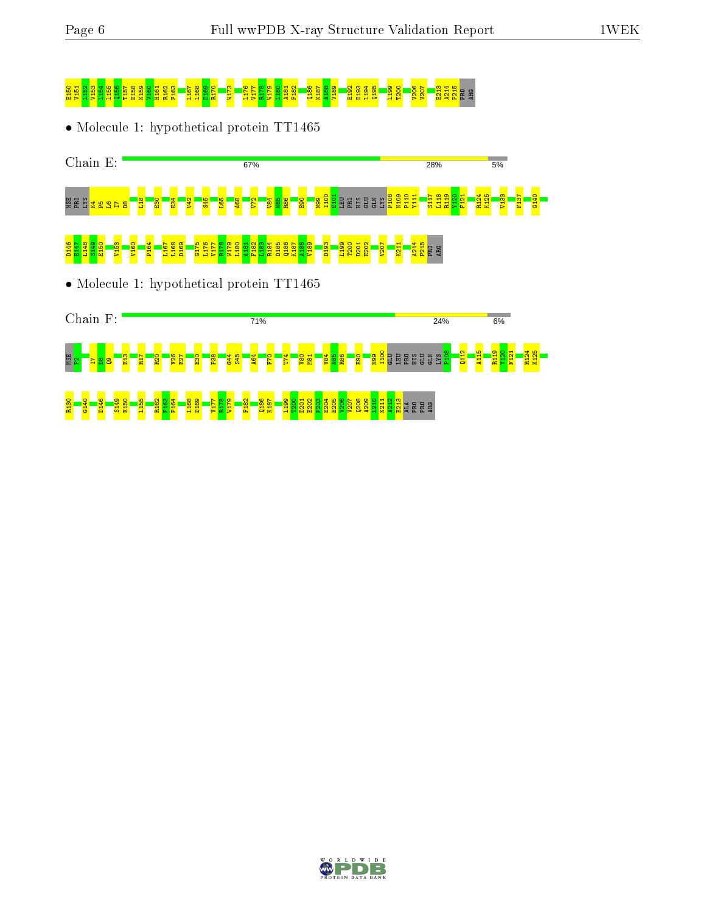E150 V151 L152 V153 I154 L155 Q156 T157 E158 K159 V160 H161 R162 F163 L167 L168 D169 R170 W173 L176 V177 R178 W179 L180 A181 F182 Q186 K187 A188 V189 E192 D193 L194 Q195 L199 T200 V206 V207 E213 A214 P215 PRO ARG

• Molecule 1: hypothetical protein TT1465

Chain E: 67% 28% 5%

MSE PRO LYS K4 P5 L6 I7 D8 L18 E30 E34 V42 S45 L65 A68 V72 V84 N85 R86 E90 N99 I100 E101 LEU PRO HIS GLU GLN LYS P108 N109 P110 Y111 S117 L118 R119 V120 F121 R124 K125 V133 F137 G140

D146 E147 S149 E150 V153 V160 P164 L167 L168 D169 G175 L176 V177 R178 L180 A181 F182 I183 R184 D185 Q186 K187 A188 V189 D193 L199 T200 D201 E202 V207 K211 A214 P215 PRO ARG

• Molecule 1: hypothetical protein TT1465

Chain F: 71% 24% 6%

MSE P2 I7 D8 Q9 E13 R17 R20 V26 E27 E30 P38 G44 S45 A64 F70 T74 V80 M81 V84 N85 R86 E90 N99 I100 GLU LEU PRO HIS GLU GLN LYS P108 Q112 A115 R119 V120 F121 R124 K125

R130 G140 D146 S149 E150 L155 R162 F163 P164 L168 D169 V177 R178 W179 F182 Q186 K187 L199 T200 D201 E202 P203 E204 E205 V206 V207 Q208 A209 L210 K211 A212 E213 ALA PRO PRO ARG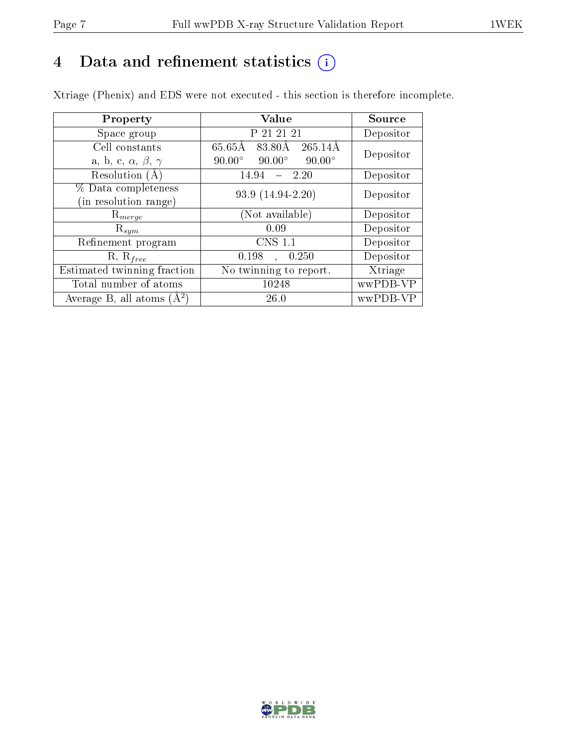# 4 Data and refinement statistics

Xtriage (Phenix) and EDS were not executed - this section is therefore incomplete.

| Property | Value | Source |
|---|---|---|
| Space group | P 21 21 21 | Depositor |
| Cell constants<br>a, b, c, $\alpha$, $\beta$, $\gamma$ | 65.65Å 83.80Å 265.14Å<br>90.00° 90.00° 90.00° | Depositor |
| Resolution (Å) | 14.94 – 2.20 | Depositor |
| % Data completeness<br>(in resolution range) | 93.9 (14.94-2.20) | Depositor |
| $R_{merge}$ | (Not available) | Depositor |
| $R_{sym}$ | 0.09 | Depositor |
| Refinement program | CNS 1.1 | Depositor |
| R, $R_{free}$ | 0.198 , 0.250 | Depositor |
| Estimated twinning fraction | No twinning to report. | Xtriage |
| Total number of atoms | 10248 | wwPDB-VP |
| Average B, all atoms (Å$^2$) | 26.0 | wwPDB-VP |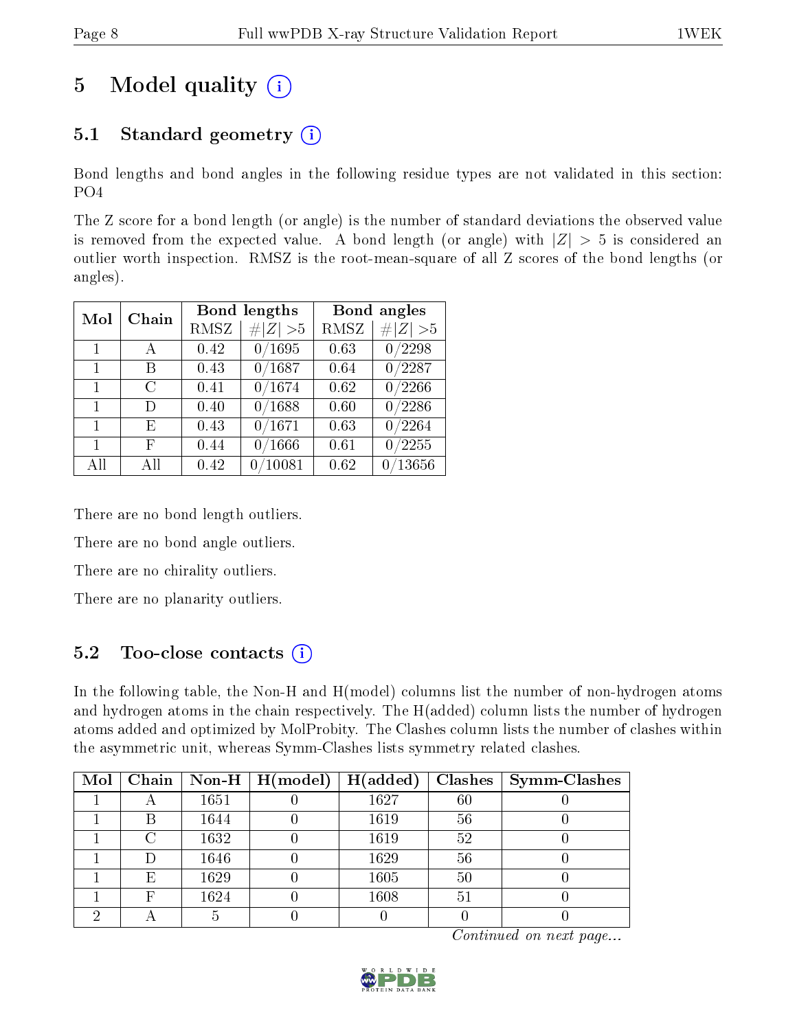# 5 Model quality (i)

## 5.1 Standard geometry (i)

Bond lengths and bond angles in the following residue types are not validated in this section: PO4

The Z score for a bond length (or angle) is the number of standard deviations the observed value is removed from the expected value. A bond length (or angle) with $|Z| > 5$ is considered an outlier worth inspection. RMSZ is the root-mean-square of all Z scores of the bond lengths (or angles).

| Mol | Chain | Bond lengths | | Bond angles | |
|---|---|---|---|---|---|
| | | RMSZ | $\#\|Z\| > 5$ | RMSZ | $\#\|Z\| > 5$ |
| 1 | A | 0.42 | 0/1695 | 0.63 | 0/2298 |
| 1 | B | 0.43 | 0/1687 | 0.64 | 0/2287 |
| 1 | C | 0.41 | 0/1674 | 0.62 | 0/2266 |
| 1 | D | 0.40 | 0/1688 | 0.60 | 0/2286 |
| 1 | E | 0.43 | 0/1671 | 0.63 | 0/2264 |
| 1 | F | 0.44 | 0/1666 | 0.61 | 0/2255 |
| All | All | 0.42 | 0/10081 | 0.62 | 0/13656 |

There are no bond length outliers.

There are no bond angle outliers.

There are no chirality outliers.

There are no planarity outliers.

## 5.2 Too-close contacts (i)

In the following table, the Non-H and H(model) columns list the number of non-hydrogen atoms and hydrogen atoms in the chain respectively. The H(added) column lists the number of hydrogen atoms added and optimized by MolProbity. The Clashes column lists the number of clashes within the asymmetric unit, whereas Symm-Clashes lists symmetry related clashes.

| Mol | Chain | Non-H | H(model) | H(added) | Clashes | Symm-Clashes |
|---|---|---|---|---|---|---|
| 1 | A | 1651 | 0 | 1627 | 60 | 0 |
| 1 | B | 1644 | 0 | 1619 | 56 | 0 |
| 1 | C | 1632 | 0 | 1619 | 52 | 0 |
| 1 | D | 1646 | 0 | 1629 | 56 | 0 |
| 1 | E | 1629 | 0 | 1605 | 50 | 0 |
| 1 | F | 1624 | 0 | 1608 | 51 | 0 |
| 2 | A | 5 | 0 | 0 | 0 | 0 |

*Continued on next page...*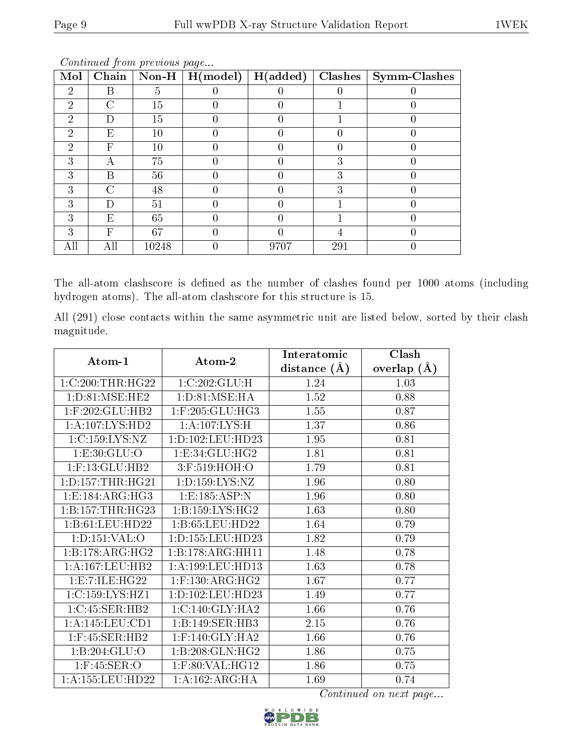*Continued from previous page...*

| Mol | Chain | Non-H | H(model) | H(added) | Clashes | Symm-Clashes |
|---|---|---|---|---|---|---|
| 2 | B | 5 | 0 | 0 | 0 | 0 |
| 2 | C | 15 | 0 | 0 | 1 | 0 |
| 2 | D | 15 | 0 | 0 | 1 | 0 |
| 2 | E | 10 | 0 | 0 | 0 | 0 |
| 2 | F | 10 | 0 | 0 | 0 | 0 |
| 3 | A | 75 | 0 | 0 | 3 | 0 |
| 3 | B | 56 | 0 | 0 | 3 | 0 |
| 3 | C | 48 | 0 | 0 | 3 | 0 |
| 3 | D | 51 | 0 | 0 | 1 | 0 |
| 3 | E | 65 | 0 | 0 | 1 | 0 |
| 3 | F | 67 | 0 | 0 | 4 | 0 |
| All | All | 10248 | 0 | 9707 | 291 | 0 |

The all-atom clashscore is defined as the number of clashes found per 1000 atoms (including hydrogen atoms). The all-atom clashscore for this structure is 15.

All (291) close contacts within the same asymmetric unit are listed below, sorted by their clash magnitude.

| Atom-1 | Atom-2 | Interatomic distance (Å) | Clash overlap (Å) |
|---|---|---|---|
| 1:C:200:THR:HG22 | 1:C:202:GLU:H | 1.24 | 1.03 |
| 1:D:81:MSE:HE2 | 1:D:81:MSE:HA | 1.52 | 0.88 |
| 1:F:202:GLU:HB2 | 1:F:205:GLU:HG3 | 1.55 | 0.87 |
| 1:A:107:LYS:HD2 | 1:A:107:LYS:H | 1.37 | 0.86 |
| 1:C:159:LYS:NZ | 1:D:102:LEU:HD23 | 1.95 | 0.81 |
| 1:E:30:GLU:O | 1:E:34:GLU:HG2 | 1.81 | 0.81 |
| 1:F:13:GLU:HB2 | 3:F:519:HOH:O | 1.79 | 0.81 |
| 1:D:157:THR:HG21 | 1:D:159:LYS:NZ | 1.96 | 0.80 |
| 1:E:184:ARG:HG3 | 1:E:185:ASP:N | 1.96 | 0.80 |
| 1:B:157:THR:HG23 | 1:B:159:LYS:HG2 | 1.63 | 0.80 |
| 1:B:61:LEU:HD22 | 1:B:65:LEU:HD22 | 1.64 | 0.79 |
| 1:D:151:VAL:O | 1:D:155:LEU:HD23 | 1.82 | 0.79 |
| 1:B:178:ARG:HG2 | 1:B:178:ARG:HH11 | 1.48 | 0.78 |
| 1:A:167:LEU:HB2 | 1:A:199:LEU:HD13 | 1.63 | 0.78 |
| 1:E:7:ILE:HG22 | 1:F:130:ARG:HG2 | 1.67 | 0.77 |
| 1:C:159:LYS:HZ1 | 1:D:102:LEU:HD23 | 1.49 | 0.77 |
| 1:C:45:SER:HB2 | 1:C:140:GLY:HA2 | 1.66 | 0.76 |
| 1:A:145:LEU:CD1 | 1:B:149:SER:HB3 | 2.15 | 0.76 |
| 1:F:45:SER:HB2 | 1:F:140:GLY:HA2 | 1.66 | 0.76 |
| 1:B:204:GLU:O | 1:B:208:GLN:HG2 | 1.86 | 0.75 |
| 1:F:45:SER:O | 1:F:80:VAL:HG12 | 1.86 | 0.75 |
| 1:A:155:LEU:HD22 | 1:A:162:ARG:HA | 1.69 | 0.74 |

*Continued on next page...*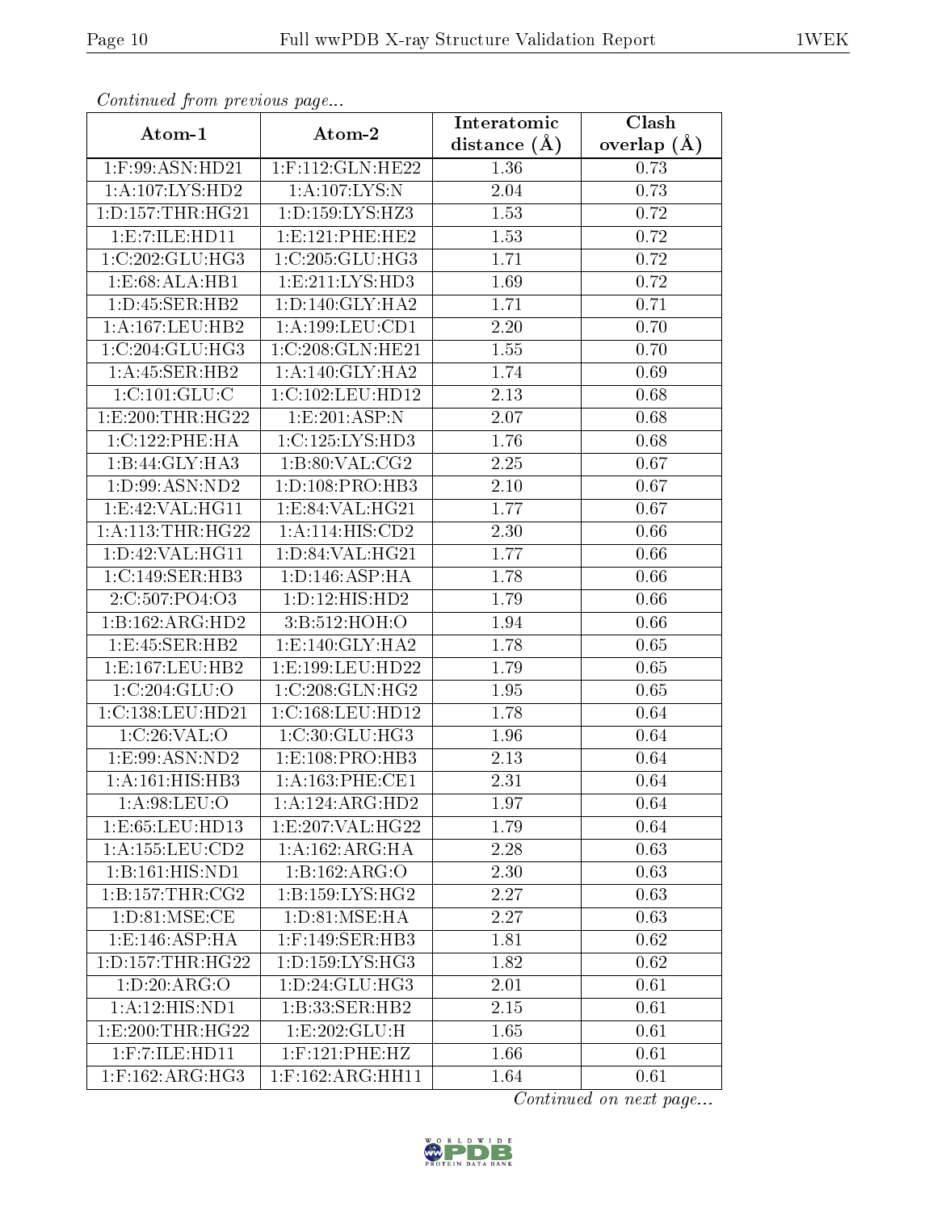*Continued from previous page...*

| Atom-1 | Atom-2 | Interatomic distance (Å) | Clash overlap (Å) |
|---|---|---|---|
| 1:F:99:ASN:HD21 | 1:F:112:GLN:HE22 | 1.36 | 0.73 |
| 1:A:107:LYS:HD2 | 1:A:107:LYS:N | 2.04 | 0.73 |
| 1:D:157:THR:HG21 | 1:D:159:LYS:HZ3 | 1.53 | 0.72 |
| 1:E:7:ILE:HD11 | 1:E:121:PHE:HE2 | 1.53 | 0.72 |
| 1:C:202:GLU:HG3 | 1:C:205:GLU:HG3 | 1.71 | 0.72 |
| 1:E:68:ALA:HB1 | 1:E:211:LYS:HD3 | 1.69 | 0.72 |
| 1:D:45:SER:HB2 | 1:D:140:GLY:HA2 | 1.71 | 0.71 |
| 1:A:167:LEU:HB2 | 1:A:199:LEU:CD1 | 2.20 | 0.70 |
| 1:C:204:GLU:HG3 | 1:C:208:GLN:HE21 | 1.55 | 0.70 |
| 1:A:45:SER:HB2 | 1:A:140:GLY:HA2 | 1.74 | 0.69 |
| 1:C:101:GLU:C | 1:C:102:LEU:HD12 | 2.13 | 0.68 |
| 1:E:200:THR:HG22 | 1:E:201:ASP:N | 2.07 | 0.68 |
| 1:C:122:PHE:HA | 1:C:125:LYS:HD3 | 1.76 | 0.68 |
| 1:B:44:GLY:HA3 | 1:B:80:VAL:CG2 | 2.25 | 0.67 |
| 1:D:99:ASN:ND2 | 1:D:108:PRO:HB3 | 2.10 | 0.67 |
| 1:E:42:VAL:HG11 | 1:E:84:VAL:HG21 | 1.77 | 0.67 |
| 1:A:113:THR:HG22 | 1:A:114:HIS:CD2 | 2.30 | 0.66 |
| 1:D:42:VAL:HG11 | 1:D:84:VAL:HG21 | 1.77 | 0.66 |
| 1:C:149:SER:HB3 | 1:D:146:ASP:HA | 1.78 | 0.66 |
| 2:C:507:PO4:O3 | 1:D:12:HIS:HD2 | 1.79 | 0.66 |
| 1:B:162:ARG:HD2 | 3:B:512:HOH:O | 1.94 | 0.66 |
| 1:E:45:SER:HB2 | 1:E:140:GLY:HA2 | 1.78 | 0.65 |
| 1:E:167:LEU:HB2 | 1:E:199:LEU:HD22 | 1.79 | 0.65 |
| 1:C:204:GLU:O | 1:C:208:GLN:HG2 | 1.95 | 0.65 |
| 1:C:138:LEU:HD21 | 1:C:168:LEU:HD12 | 1.78 | 0.64 |
| 1:C:26:VAL:O | 1:C:30:GLU:HG3 | 1.96 | 0.64 |
| 1:E:99:ASN:ND2 | 1:E:108:PRO:HB3 | 2.13 | 0.64 |
| 1:A:161:HIS:HB3 | 1:A:163:PHE:CE1 | 2.31 | 0.64 |
| 1:A:98:LEU:O | 1:A:124:ARG:HD2 | 1.97 | 0.64 |
| 1:E:65:LEU:HD13 | 1:E:207:VAL:HG22 | 1.79 | 0.64 |
| 1:A:155:LEU:CD2 | 1:A:162:ARG:HA | 2.28 | 0.63 |
| 1:B:161:HIS:ND1 | 1:B:162:ARG:O | 2.30 | 0.63 |
| 1:B:157:THR:CG2 | 1:B:159:LYS:HG2 | 2.27 | 0.63 |
| 1:D:81:MSE:CE | 1:D:81:MSE:HA | 2.27 | 0.63 |
| 1:E:146:ASP:HA | 1:F:149:SER:HB3 | 1.81 | 0.62 |
| 1:D:157:THR:HG22 | 1:D:159:LYS:HG3 | 1.82 | 0.62 |
| 1:D:20:ARG:O | 1:D:24:GLU:HG3 | 2.01 | 0.61 |
| 1:A:12:HIS:ND1 | 1:B:33:SER:HB2 | 2.15 | 0.61 |
| 1:E:200:THR:HG22 | 1:E:202:GLU:H | 1.65 | 0.61 |
| 1:F:7:ILE:HD11 | 1:F:121:PHE:HZ | 1.66 | 0.61 |
| 1:F:162:ARG:HG3 | 1:F:162:ARG:HH11 | 1.64 | 0.61 |

*Continued on next page...*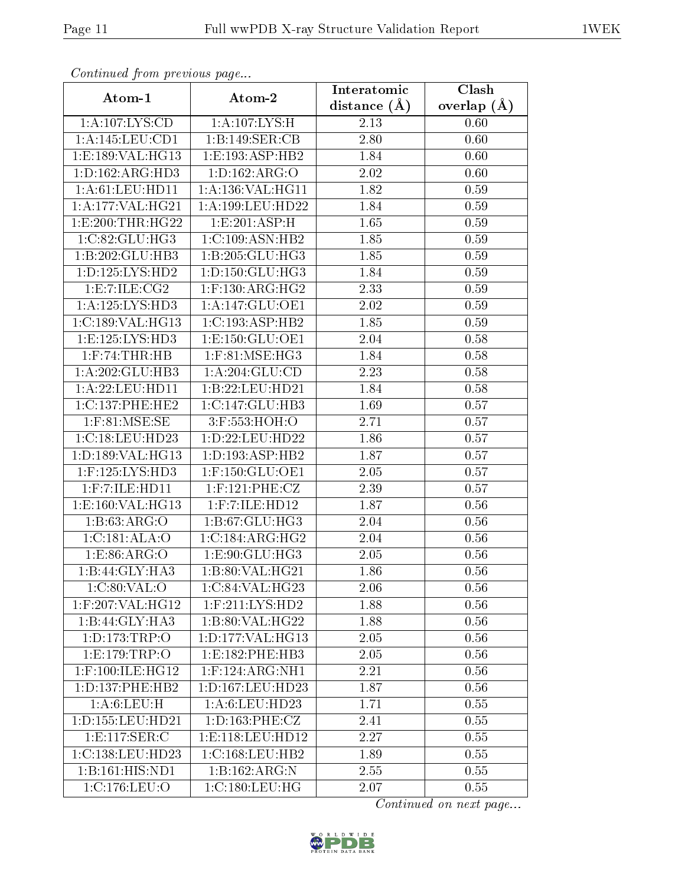*Continued from previous page...*

| Atom-1 | Atom-2 | Interatomic distance (Å) | Clash overlap (Å) |
|---|---|---|---|
| 1:A:107:LYS:CD | 1:A:107:LYS:H | 2.13 | 0.60 |
| 1:A:145:LEU:CD1 | 1:B:149:SER:CB | 2.80 | 0.60 |
| 1:E:189:VAL:HG13 | 1:E:193:ASP:HB2 | 1.84 | 0.60 |
| 1:D:162:ARG:HD3 | 1:D:162:ARG:O | 2.02 | 0.60 |
| 1:A:61:LEU:HD11 | 1:A:136:VAL:HG11 | 1.82 | 0.59 |
| 1:A:177:VAL:HG21 | 1:A:199:LEU:HD22 | 1.84 | 0.59 |
| 1:E:200:THR:HG22 | 1:E:201:ASP:H | 1.65 | 0.59 |
| 1:C:82:GLU:HG3 | 1:C:109:ASN:HB2 | 1.85 | 0.59 |
| 1:B:202:GLU:HB3 | 1:B:205:GLU:HG3 | 1.85 | 0.59 |
| 1:D:125:LYS:HD2 | 1:D:150:GLU:HG3 | 1.84 | 0.59 |
| 1:E:7:ILE:CG2 | 1:F:130:ARG:HG2 | 2.33 | 0.59 |
| 1:A:125:LYS:HD3 | 1:A:147:GLU:OE1 | 2.02 | 0.59 |
| 1:C:189:VAL:HG13 | 1:C:193:ASP:HB2 | 1.85 | 0.59 |
| 1:E:125:LYS:HD3 | 1:E:150:GLU:OE1 | 2.04 | 0.58 |
| 1:F:74:THR:HB | 1:F:81:MSE:HG3 | 1.84 | 0.58 |
| 1:A:202:GLU:HB3 | 1:A:204:GLU:CD | 2.23 | 0.58 |
| 1:A:22:LEU:HD11 | 1:B:22:LEU:HD21 | 1.84 | 0.58 |
| 1:C:137:PHE:HE2 | 1:C:147:GLU:HB3 | 1.69 | 0.57 |
| 1:F:81:MSE:SE | 3:F:553:HOH:O | 2.71 | 0.57 |
| 1:C:18:LEU:HD23 | 1:D:22:LEU:HD22 | 1.86 | 0.57 |
| 1:D:189:VAL:HG13 | 1:D:193:ASP:HB2 | 1.87 | 0.57 |
| 1:F:125:LYS:HD3 | 1:F:150:GLU:OE1 | 2.05 | 0.57 |
| 1:F:7:ILE:HD11 | 1:F:121:PHE:CZ | 2.39 | 0.57 |
| 1:E:160:VAL:HG13 | 1:F:7:ILE:HD12 | 1.87 | 0.56 |
| 1:B:63:ARG:O | 1:B:67:GLU:HG3 | 2.04 | 0.56 |
| 1:C:181:ALA:O | 1:C:184:ARG:HG2 | 2.04 | 0.56 |
| 1:E:86:ARG:O | 1:E:90:GLU:HG3 | 2.05 | 0.56 |
| 1:B:44:GLY:HA3 | 1:B:80:VAL:HG21 | 1.86 | 0.56 |
| 1:C:80:VAL:O | 1:C:84:VAL:HG23 | 2.06 | 0.56 |
| 1:F:207:VAL:HG12 | 1:F:211:LYS:HD2 | 1.88 | 0.56 |
| 1:B:44:GLY:HA3 | 1:B:80:VAL:HG22 | 1.88 | 0.56 |
| 1:D:173:TRP:O | 1:D:177:VAL:HG13 | 2.05 | 0.56 |
| 1:E:179:TRP:O | 1:E:182:PHE:HB3 | 2.05 | 0.56 |
| 1:F:100:ILE:HG12 | 1:F:124:ARG:NH1 | 2.21 | 0.56 |
| 1:D:137:PHE:HB2 | 1:D:167:LEU:HD23 | 1.87 | 0.56 |
| 1:A:6:LEU:H | 1:A:6:LEU:HD23 | 1.71 | 0.55 |
| 1:D:155:LEU:HD21 | 1:D:163:PHE:CZ | 2.41 | 0.55 |
| 1:E:117:SER:C | 1:E:118:LEU:HD12 | 2.27 | 0.55 |
| 1:C:138:LEU:HD23 | 1:C:168:LEU:HB2 | 1.89 | 0.55 |
| 1:B:161:HIS:ND1 | 1:B:162:ARG:N | 2.55 | 0.55 |
| 1:C:176:LEU:O | 1:C:180:LEU:HG | 2.07 | 0.55 |

*Continued on next page...*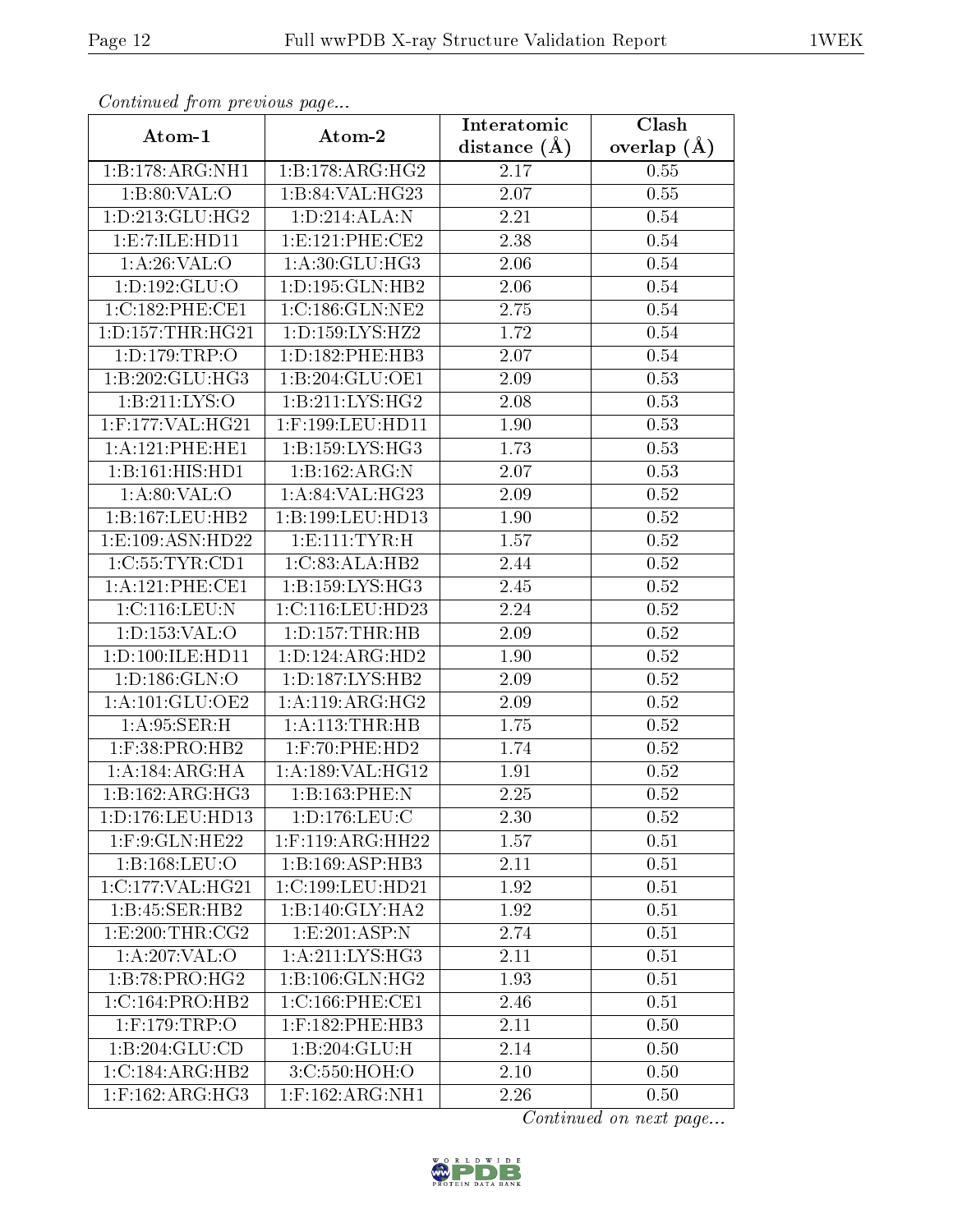*Continued from previous page...*

| Atom-1 | Atom-2 | Interatomic distance (Å) | Clash overlap (Å) |
|---|---|---|---|
| 1:B:178:ARG:NH1 | 1:B:178:ARG:HG2 | 2.17 | 0.55 |
| 1:B:80:VAL:O | 1:B:84:VAL:HG23 | 2.07 | 0.55 |
| 1:D:213:GLU:HG2 | 1:D:214:ALA:N | 2.21 | 0.54 |
| 1:E:7:ILE:HD11 | 1:E:121:PHE:CE2 | 2.38 | 0.54 |
| 1:A:26:VAL:O | 1:A:30:GLU:HG3 | 2.06 | 0.54 |
| 1:D:192:GLU:O | 1:D:195:GLN:HB2 | 2.06 | 0.54 |
| 1:C:182:PHE:CE1 | 1:C:186:GLN:NE2 | 2.75 | 0.54 |
| 1:D:157:THR:HG21 | 1:D:159:LYS:HZ2 | 1.72 | 0.54 |
| 1:D:179:TRP:O | 1:D:182:PHE:HB3 | 2.07 | 0.54 |
| 1:B:202:GLU:HG3 | 1:B:204:GLU:OE1 | 2.09 | 0.53 |
| 1:B:211:LYS:O | 1:B:211:LYS:HG2 | 2.08 | 0.53 |
| 1:F:177:VAL:HG21 | 1:F:199:LEU:HD11 | 1.90 | 0.53 |
| 1:A:121:PHE:HE1 | 1:B:159:LYS:HG3 | 1.73 | 0.53 |
| 1:B:161:HIS:HD1 | 1:B:162:ARG:N | 2.07 | 0.53 |
| 1:A:80:VAL:O | 1:A:84:VAL:HG23 | 2.09 | 0.52 |
| 1:B:167:LEU:HB2 | 1:B:199:LEU:HD13 | 1.90 | 0.52 |
| 1:E:109:ASN:HD22 | 1:E:111:TYR:H | 1.57 | 0.52 |
| 1:C:55:TYR:CD1 | 1:C:83:ALA:HB2 | 2.44 | 0.52 |
| 1:A:121:PHE:CE1 | 1:B:159:LYS:HG3 | 2.45 | 0.52 |
| 1:C:116:LEU:N | 1:C:116:LEU:HD23 | 2.24 | 0.52 |
| 1:D:153:VAL:O | 1:D:157:THR:HB | 2.09 | 0.52 |
| 1:D:100:ILE:HD11 | 1:D:124:ARG:HD2 | 1.90 | 0.52 |
| 1:D:186:GLN:O | 1:D:187:LYS:HB2 | 2.09 | 0.52 |
| 1:A:101:GLU:OE2 | 1:A:119:ARG:HG2 | 2.09 | 0.52 |
| 1:A:95:SER:H | 1:A:113:THR:HB | 1.75 | 0.52 |
| 1:F:38:PRO:HB2 | 1:F:70:PHE:HD2 | 1.74 | 0.52 |
| 1:A:184:ARG:HA | 1:A:189:VAL:HG12 | 1.91 | 0.52 |
| 1:B:162:ARG:HG3 | 1:B:163:PHE:N | 2.25 | 0.52 |
| 1:D:176:LEU:HD13 | 1:D:176:LEU:C | 2.30 | 0.52 |
| 1:F:9:GLN:HE22 | 1:F:119:ARG:HH22 | 1.57 | 0.51 |
| 1:B:168:LEU:O | 1:B:169:ASP:HB3 | 2.11 | 0.51 |
| 1:C:177:VAL:HG21 | 1:C:199:LEU:HD21 | 1.92 | 0.51 |
| 1:B:45:SER:HB2 | 1:B:140:GLY:HA2 | 1.92 | 0.51 |
| 1:E:200:THR:CG2 | 1:E:201:ASP:N | 2.74 | 0.51 |
| 1:A:207:VAL:O | 1:A:211:LYS:HG3 | 2.11 | 0.51 |
| 1:B:78:PRO:HG2 | 1:B:106:GLN:HG2 | 1.93 | 0.51 |
| 1:C:164:PRO:HB2 | 1:C:166:PHE:CE1 | 2.46 | 0.51 |
| 1:F:179:TRP:O | 1:F:182:PHE:HB3 | 2.11 | 0.50 |
| 1:B:204:GLU:CD | 1:B:204:GLU:H | 2.14 | 0.50 |
| 1:C:184:ARG:HB2 | 3:C:550:HOH:O | 2.10 | 0.50 |
| 1:F:162:ARG:HG3 | 1:F:162:ARG:NH1 | 2.26 | 0.50 |

*Continued on next page...*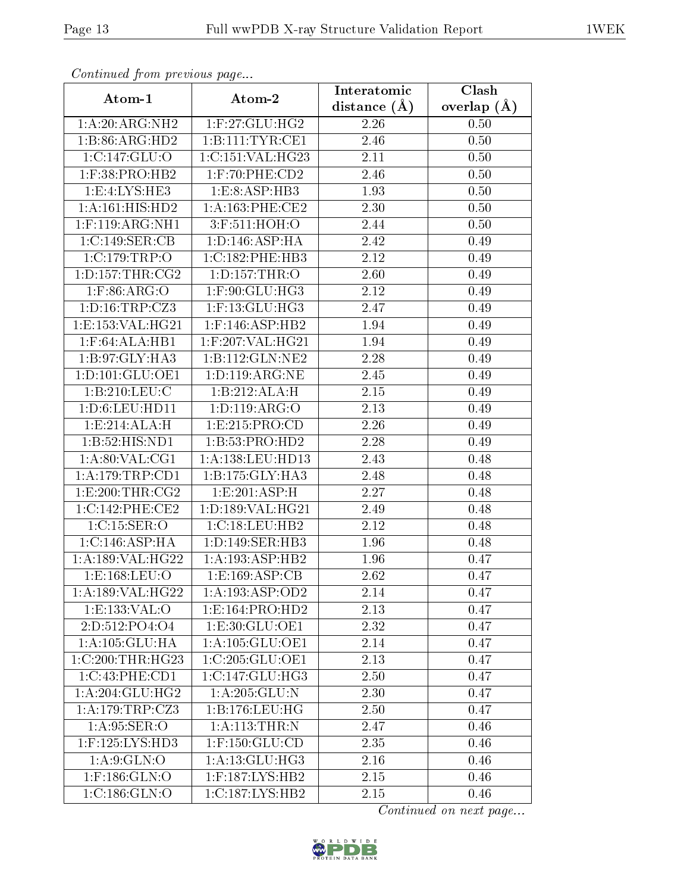*Continued from previous page...*

| Atom-1 | Atom-2 | Interatomic distance (Å) | Clash overlap (Å) |
|---|---|---|---|
| 1:A:20:ARG:NH2 | 1:F:27:GLU:HG2 | 2.26 | 0.50 |
| 1:B:86:ARG:HD2 | 1:B:111:TYR:CE1 | 2.46 | 0.50 |
| 1:C:147:GLU:O | 1:C:151:VAL:HG23 | 2.11 | 0.50 |
| 1:F:38:PRO:HB2 | 1:F:70:PHE:CD2 | 2.46 | 0.50 |
| 1:E:4:LYS:HE3 | 1:E:8:ASP:HB3 | 1.93 | 0.50 |
| 1:A:161:HIS:HD2 | 1:A:163:PHE:CE2 | 2.30 | 0.50 |
| 1:F:119:ARG:NH1 | 3:F:511:HOH:O | 2.44 | 0.50 |
| 1:C:149:SER:CB | 1:D:146:ASP:HA | 2.42 | 0.49 |
| 1:C:179:TRP:O | 1:C:182:PHE:HB3 | 2.12 | 0.49 |
| 1:D:157:THR:CG2 | 1:D:157:THR:O | 2.60 | 0.49 |
| 1:F:86:ARG:O | 1:F:90:GLU:HG3 | 2.12 | 0.49 |
| 1:D:16:TRP:CZ3 | 1:F:13:GLU:HG3 | 2.47 | 0.49 |
| 1:E:153:VAL:HG21 | 1:F:146:ASP:HB2 | 1.94 | 0.49 |
| 1:F:64:ALA:HB1 | 1:F:207:VAL:HG21 | 1.94 | 0.49 |
| 1:B:97:GLY:HA3 | 1:B:112:GLN:NE2 | 2.28 | 0.49 |
| 1:D:101:GLU:OE1 | 1:D:119:ARG:NE | 2.45 | 0.49 |
| 1:B:210:LEU:C | 1:B:212:ALA:H | 2.15 | 0.49 |
| 1:D:6:LEU:HD11 | 1:D:119:ARG:O | 2.13 | 0.49 |
| 1:E:214:ALA:H | 1:E:215:PRO:CD | 2.26 | 0.49 |
| 1:B:52:HIS:ND1 | 1:B:53:PRO:HD2 | 2.28 | 0.49 |
| 1:A:80:VAL:CG1 | 1:A:138:LEU:HD13 | 2.43 | 0.48 |
| 1:A:179:TRP:CD1 | 1:B:175:GLY:HA3 | 2.48 | 0.48 |
| 1:E:200:THR:CG2 | 1:E:201:ASP:H | 2.27 | 0.48 |
| 1:C:142:PHE:CE2 | 1:D:189:VAL:HG21 | 2.49 | 0.48 |
| 1:C:15:SER:O | 1:C:18:LEU:HB2 | 2.12 | 0.48 |
| 1:C:146:ASP:HA | 1:D:149:SER:HB3 | 1.96 | 0.48 |
| 1:A:189:VAL:HG22 | 1:A:193:ASP:HB2 | 1.96 | 0.47 |
| 1:E:168:LEU:O | 1:E:169:ASP:CB | 2.62 | 0.47 |
| 1:A:189:VAL:HG22 | 1:A:193:ASP:OD2 | 2.14 | 0.47 |
| 1:E:133:VAL:O | 1:E:164:PRO:HD2 | 2.13 | 0.47 |
| 2:D:512:PO4:O4 | 1:E:30:GLU:OE1 | 2.32 | 0.47 |
| 1:A:105:GLU:HA | 1:A:105:GLU:OE1 | 2.14 | 0.47 |
| 1:C:200:THR:HG23 | 1:C:205:GLU:OE1 | 2.13 | 0.47 |
| 1:C:43:PHE:CD1 | 1:C:147:GLU:HG3 | 2.50 | 0.47 |
| 1:A:204:GLU:HG2 | 1:A:205:GLU:N | 2.30 | 0.47 |
| 1:A:179:TRP:CZ3 | 1:B:176:LEU:HG | 2.50 | 0.47 |
| 1:A:95:SER:O | 1:A:113:THR:N | 2.47 | 0.46 |
| 1:F:125:LYS:HD3 | 1:F:150:GLU:CD | 2.35 | 0.46 |
| 1:A:9:GLN:O | 1:A:13:GLU:HG3 | 2.16 | 0.46 |
| 1:F:186:GLN:O | 1:F:187:LYS:HB2 | 2.15 | 0.46 |
| 1:C:186:GLN:O | 1:C:187:LYS:HB2 | 2.15 | 0.46 |

*Continued on next page...*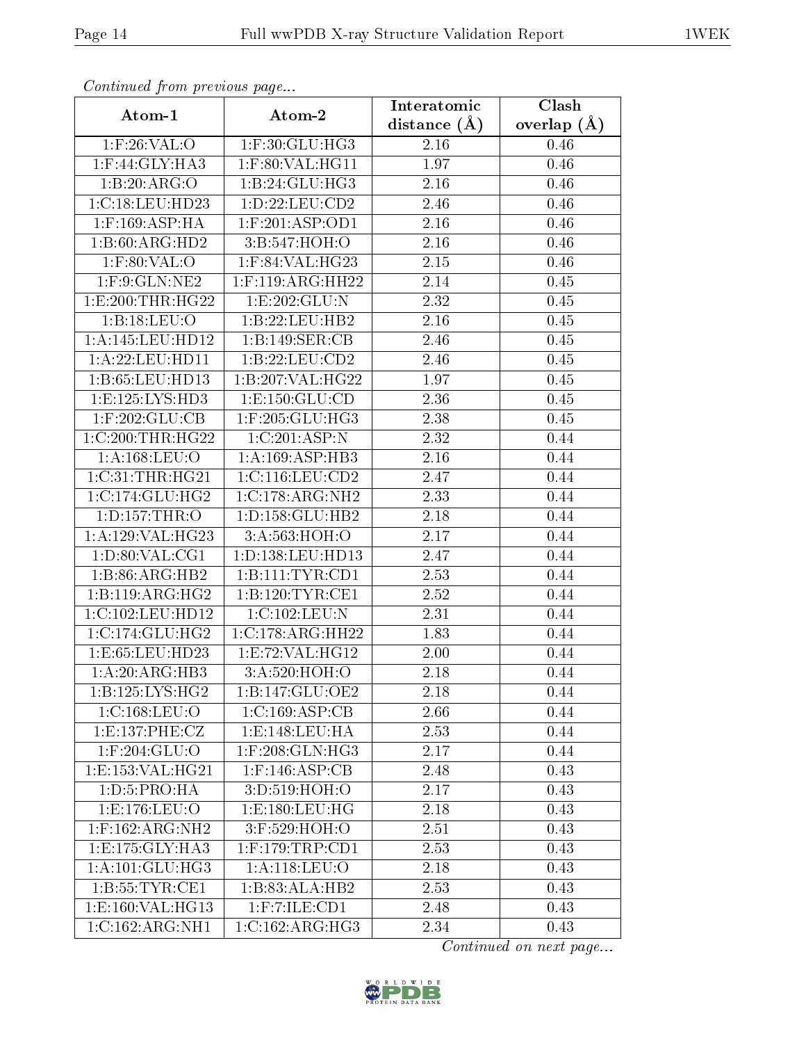*Continued from previous page...*

| Atom-1 | Atom-2 | Interatomic distance (Å) | Clash overlap (Å) |
| --- | --- | --- | --- |
| 1:F:26:VAL:O | 1:F:30:GLU:HG3 | 2.16 | 0.46 |
| 1:F:44:GLY:HA3 | 1:F:80:VAL:HG11 | 1.97 | 0.46 |
| 1:B:20:ARG:O | 1:B:24:GLU:HG3 | 2.16 | 0.46 |
| 1:C:18:LEU:HD23 | 1:D:22:LEU:CD2 | 2.46 | 0.46 |
| 1:F:169:ASP:HA | 1:F:201:ASP:OD1 | 2.16 | 0.46 |
| 1:B:60:ARG:HD2 | 3:B:547:HOH:O | 2.16 | 0.46 |
| 1:F:80:VAL:O | 1:F:84:VAL:HG23 | 2.15 | 0.46 |
| 1:F:9:GLN:NE2 | 1:F:119:ARG:HH22 | 2.14 | 0.45 |
| 1:E:200:THR:HG22 | 1:E:202:GLU:N | 2.32 | 0.45 |
| 1:B:18:LEU:O | 1:B:22:LEU:HB2 | 2.16 | 0.45 |
| 1:A:145:LEU:HD12 | 1:B:149:SER:CB | 2.46 | 0.45 |
| 1:A:22:LEU:HD11 | 1:B:22:LEU:CD2 | 2.46 | 0.45 |
| 1:B:65:LEU:HD13 | 1:B:207:VAL:HG22 | 1.97 | 0.45 |
| 1:E:125:LYS:HD3 | 1:E:150:GLU:CD | 2.36 | 0.45 |
| 1:F:202:GLU:CB | 1:F:205:GLU:HG3 | 2.38 | 0.45 |
| 1:C:200:THR:HG22 | 1:C:201:ASP:N | 2.32 | 0.44 |
| 1:A:168:LEU:O | 1:A:169:ASP:HB3 | 2.16 | 0.44 |
| 1:C:31:THR:HG21 | 1:C:116:LEU:CD2 | 2.47 | 0.44 |
| 1:C:174:GLU:HG2 | 1:C:178:ARG:NH2 | 2.33 | 0.44 |
| 1:D:157:THR:O | 1:D:158:GLU:HB2 | 2.18 | 0.44 |
| 1:A:129:VAL:HG23 | 3:A:563:HOH:O | 2.17 | 0.44 |
| 1:D:80:VAL:CG1 | 1:D:138:LEU:HD13 | 2.47 | 0.44 |
| 1:B:86:ARG:HB2 | 1:B:111:TYR:CD1 | 2.53 | 0.44 |
| 1:B:119:ARG:HG2 | 1:B:120:TYR:CE1 | 2.52 | 0.44 |
| 1:C:102:LEU:HD12 | 1:C:102:LEU:N | 2.31 | 0.44 |
| 1:C:174:GLU:HG2 | 1:C:178:ARG:HH22 | 1.83 | 0.44 |
| 1:E:65:LEU:HD23 | 1:E:72:VAL:HG12 | 2.00 | 0.44 |
| 1:A:20:ARG:HB3 | 3:A:520:HOH:O | 2.18 | 0.44 |
| 1:B:125:LYS:HG2 | 1:B:147:GLU:OE2 | 2.18 | 0.44 |
| 1:C:168:LEU:O | 1:C:169:ASP:CB | 2.66 | 0.44 |
| 1:E:137:PHE:CZ | 1:E:148:LEU:HA | 2.53 | 0.44 |
| 1:F:204:GLU:O | 1:F:208:GLN:HG3 | 2.17 | 0.44 |
| 1:E:153:VAL:HG21 | 1:F:146:ASP:CB | 2.48 | 0.43 |
| 1:D:5:PRO:HA | 3:D:519:HOH:O | 2.17 | 0.43 |
| 1:E:176:LEU:O | 1:E:180:LEU:HG | 2.18 | 0.43 |
| 1:F:162:ARG:NH2 | 3:F:529:HOH:O | 2.51 | 0.43 |
| 1:E:175:GLY:HA3 | 1:F:179:TRP:CD1 | 2.53 | 0.43 |
| 1:A:101:GLU:HG3 | 1:A:118:LEU:O | 2.18 | 0.43 |
| 1:B:55:TYR:CE1 | 1:B:83:ALA:HB2 | 2.53 | 0.43 |
| 1:E:160:VAL:HG13 | 1:F:7:ILE:CD1 | 2.48 | 0.43 |
| 1:C:162:ARG:NH1 | 1:C:162:ARG:HG3 | 2.34 | 0.43 |

*Continued on next page...*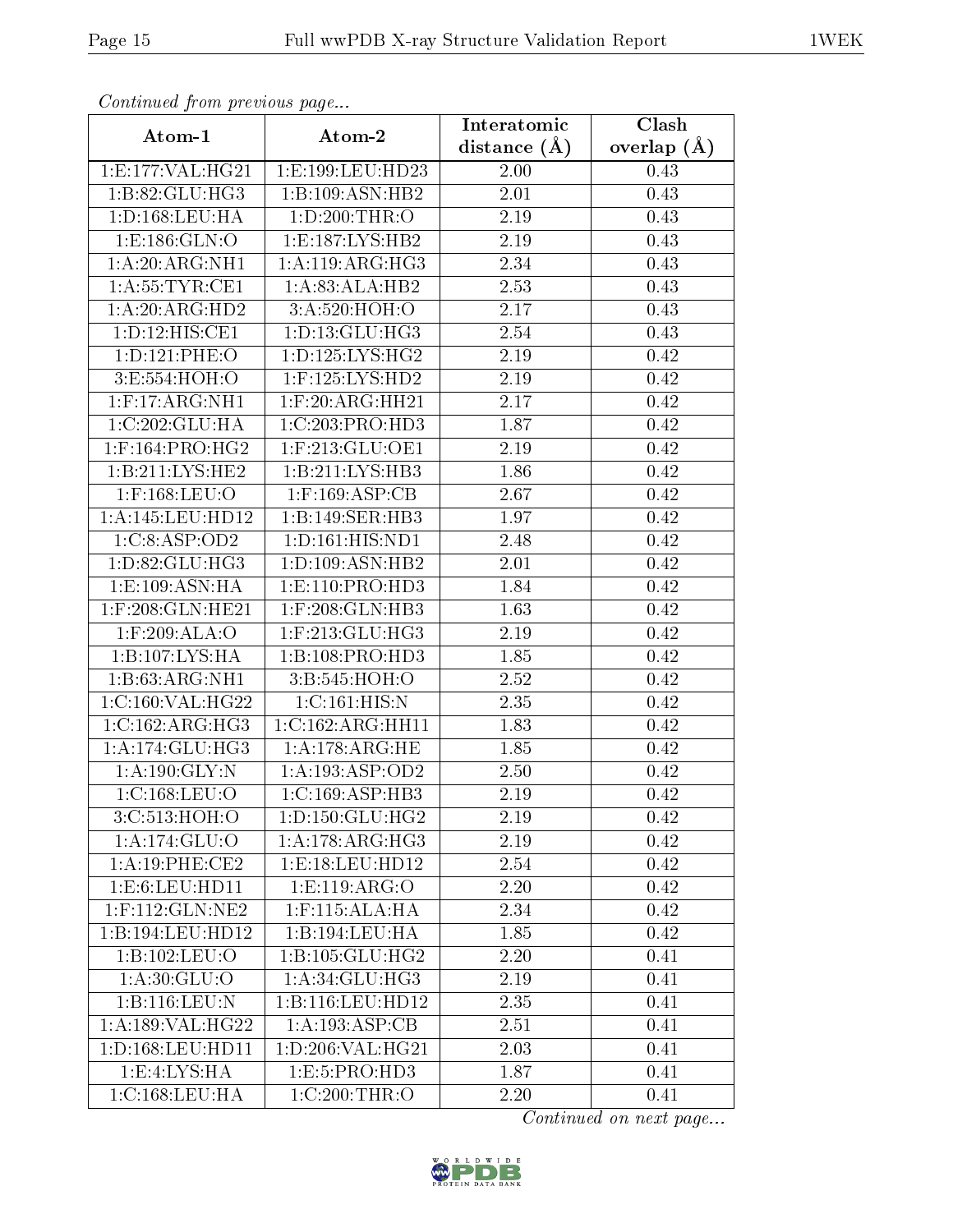*Continued from previous page...*

| Atom-1 | Atom-2 | Interatomic distance (Å) | Clash overlap (Å) |
|---|---|---|---|
| 1:E:177:VAL:HG21 | 1:E:199:LEU:HD23 | 2.00 | 0.43 |
| 1:B:82:GLU:HG3 | 1:B:109:ASN:HB2 | 2.01 | 0.43 |
| 1:D:168:LEU:HA | 1:D:200:THR:O | 2.19 | 0.43 |
| 1:E:186:GLN:O | 1:E:187:LYS:HB2 | 2.19 | 0.43 |
| 1:A:20:ARG:NH1 | 1:A:119:ARG:HG3 | 2.34 | 0.43 |
| 1:A:55:TYR:CE1 | 1:A:83:ALA:HB2 | 2.53 | 0.43 |
| 1:A:20:ARG:HD2 | 3:A:520:HOH:O | 2.17 | 0.43 |
| 1:D:12:HIS:CE1 | 1:D:13:GLU:HG3 | 2.54 | 0.43 |
| 1:D:121:PHE:O | 1:D:125:LYS:HG2 | 2.19 | 0.42 |
| 3:E:554:HOH:O | 1:F:125:LYS:HD2 | 2.19 | 0.42 |
| 1:F:17:ARG:NH1 | 1:F:20:ARG:HH21 | 2.17 | 0.42 |
| 1:C:202:GLU:HA | 1:C:203:PRO:HD3 | 1.87 | 0.42 |
| 1:F:164:PRO:HG2 | 1:F:213:GLU:OE1 | 2.19 | 0.42 |
| 1:B:211:LYS:HE2 | 1:B:211:LYS:HB3 | 1.86 | 0.42 |
| 1:F:168:LEU:O | 1:F:169:ASP:CB | 2.67 | 0.42 |
| 1:A:145:LEU:HD12 | 1:B:149:SER:HB3 | 1.97 | 0.42 |
| 1:C:8:ASP:OD2 | 1:D:161:HIS:ND1 | 2.48 | 0.42 |
| 1:D:82:GLU:HG3 | 1:D:109:ASN:HB2 | 2.01 | 0.42 |
| 1:E:109:ASN:HA | 1:E:110:PRO:HD3 | 1.84 | 0.42 |
| 1:F:208:GLN:HE21 | 1:F:208:GLN:HB3 | 1.63 | 0.42 |
| 1:F:209:ALA:O | 1:F:213:GLU:HG3 | 2.19 | 0.42 |
| 1:B:107:LYS:HA | 1:B:108:PRO:HD3 | 1.85 | 0.42 |
| 1:B:63:ARG:NH1 | 3:B:545:HOH:O | 2.52 | 0.42 |
| 1:C:160:VAL:HG22 | 1:C:161:HIS:N | 2.35 | 0.42 |
| 1:C:162:ARG:HG3 | 1:C:162:ARG:HH11 | 1.83 | 0.42 |
| 1:A:174:GLU:HG3 | 1:A:178:ARG:HE | 1.85 | 0.42 |
| 1:A:190:GLY:N | 1:A:193:ASP:OD2 | 2.50 | 0.42 |
| 1:C:168:LEU:O | 1:C:169:ASP:HB3 | 2.19 | 0.42 |
| 3:C:513:HOH:O | 1:D:150:GLU:HG2 | 2.19 | 0.42 |
| 1:A:174:GLU:O | 1:A:178:ARG:HG3 | 2.19 | 0.42 |
| 1:A:19:PHE:CE2 | 1:E:18:LEU:HD12 | 2.54 | 0.42 |
| 1:E:6:LEU:HD11 | 1:E:119:ARG:O | 2.20 | 0.42 |
| 1:F:112:GLN:NE2 | 1:F:115:ALA:HA | 2.34 | 0.42 |
| 1:B:194:LEU:HD12 | 1:B:194:LEU:HA | 1.85 | 0.42 |
| 1:B:102:LEU:O | 1:B:105:GLU:HG2 | 2.20 | 0.41 |
| 1:A:30:GLU:O | 1:A:34:GLU:HG3 | 2.19 | 0.41 |
| 1:B:116:LEU:N | 1:B:116:LEU:HD12 | 2.35 | 0.41 |
| 1:A:189:VAL:HG22 | 1:A:193:ASP:CB | 2.51 | 0.41 |
| 1:D:168:LEU:HD11 | 1:D:206:VAL:HG21 | 2.03 | 0.41 |
| 1:E:4:LYS:HA | 1:E:5:PRO:HD3 | 1.87 | 0.41 |
| 1:C:168:LEU:HA | 1:C:200:THR:O | 2.20 | 0.41 |

*Continued on next page...*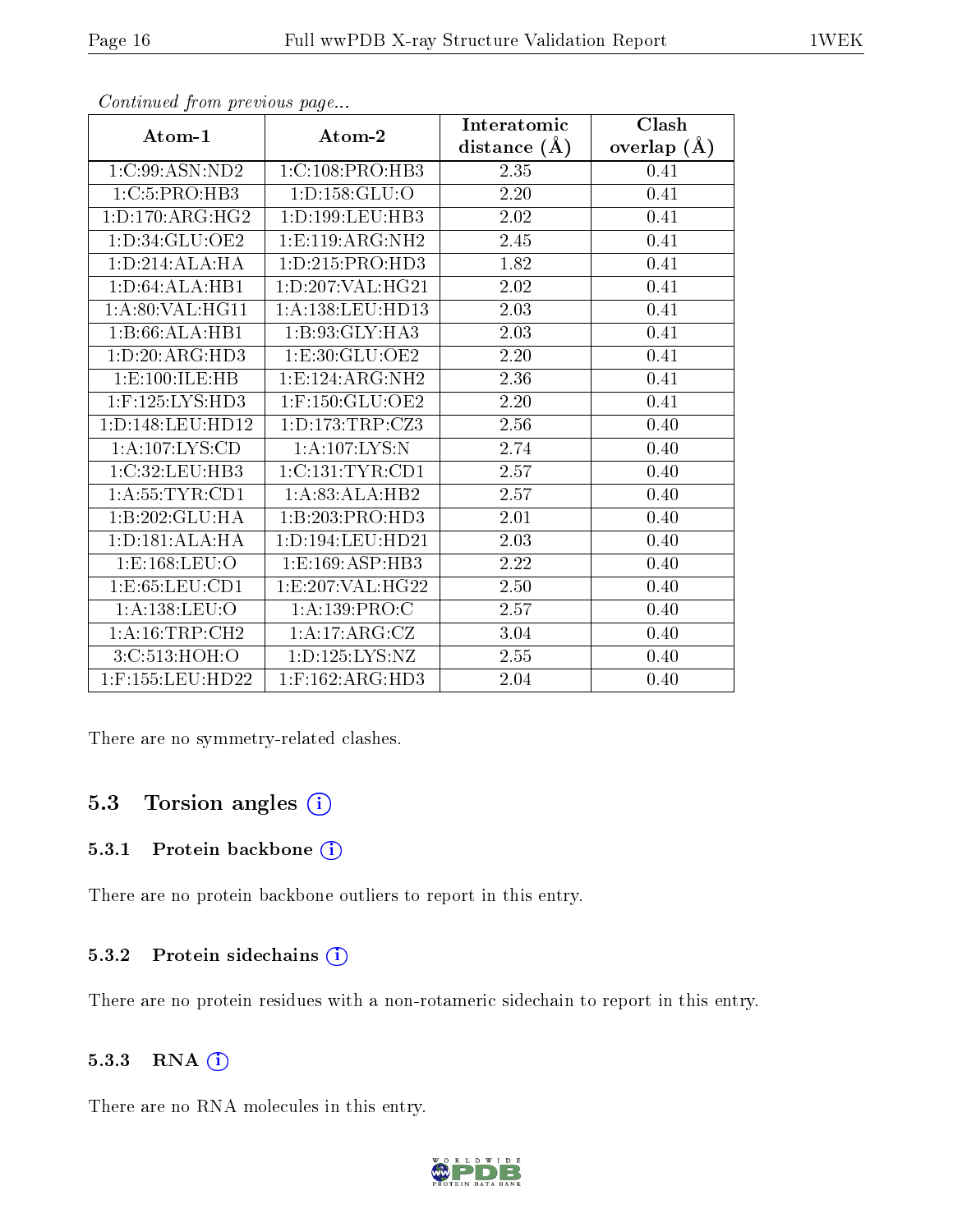*Continued from previous page...*

| Atom-1 | Atom-2 | Interatomic distance (Å) | Clash overlap (Å) |
|---|---|---|---|
| 1:C:99:ASN:ND2 | 1:C:108:PRO:HB3 | 2.35 | 0.41 |
| 1:C:5:PRO:HB3 | 1:D:158:GLU:O | 2.20 | 0.41 |
| 1:D:170:ARG:HG2 | 1:D:199:LEU:HB3 | 2.02 | 0.41 |
| 1:D:34:GLU:OE2 | 1:E:119:ARG:NH2 | 2.45 | 0.41 |
| 1:D:214:ALA:HA | 1:D:215:PRO:HD3 | 1.82 | 0.41 |
| 1:D:64:ALA:HB1 | 1:D:207:VAL:HG21 | 2.02 | 0.41 |
| 1:A:80:VAL:HG11 | 1:A:138:LEU:HD13 | 2.03 | 0.41 |
| 1:B:66:ALA:HB1 | 1:B:93:GLY:HA3 | 2.03 | 0.41 |
| 1:D:20:ARG:HD3 | 1:E:30:GLU:OE2 | 2.20 | 0.41 |
| 1:E:100:ILE:HB | 1:E:124:ARG:NH2 | 2.36 | 0.41 |
| 1:F:125:LYS:HD3 | 1:F:150:GLU:OE2 | 2.20 | 0.41 |
| 1:D:148:LEU:HD12 | 1:D:173:TRP:CZ3 | 2.56 | 0.40 |
| 1:A:107:LYS:CD | 1:A:107:LYS:N | 2.74 | 0.40 |
| 1:C:32:LEU:HB3 | 1:C:131:TYR:CD1 | 2.57 | 0.40 |
| 1:A:55:TYR:CD1 | 1:A:83:ALA:HB2 | 2.57 | 0.40 |
| 1:B:202:GLU:HA | 1:B:203:PRO:HD3 | 2.01 | 0.40 |
| 1:D:181:ALA:HA | 1:D:194:LEU:HD21 | 2.03 | 0.40 |
| 1:E:168:LEU:O | 1:E:169:ASP:HB3 | 2.22 | 0.40 |
| 1:E:65:LEU:CD1 | 1:E:207:VAL:HG22 | 2.50 | 0.40 |
| 1:A:138:LEU:O | 1:A:139:PRO:C | 2.57 | 0.40 |
| 1:A:16:TRP:CH2 | 1:A:17:ARG:CZ | 3.04 | 0.40 |
| 3:C:513:HOH:O | 1:D:125:LYS:NZ | 2.55 | 0.40 |
| 1:F:155:LEU:HD22 | 1:F:162:ARG:HD3 | 2.04 | 0.40 |

There are no symmetry-related clashes.

## 5.3 Torsion angles

### 5.3.1 Protein backbone

There are no protein backbone outliers to report in this entry.

### 5.3.2 Protein sidechains

There are no protein residues with a non-rotameric sidechain to report in this entry.

### 5.3.3 RNA

There are no RNA molecules in this entry.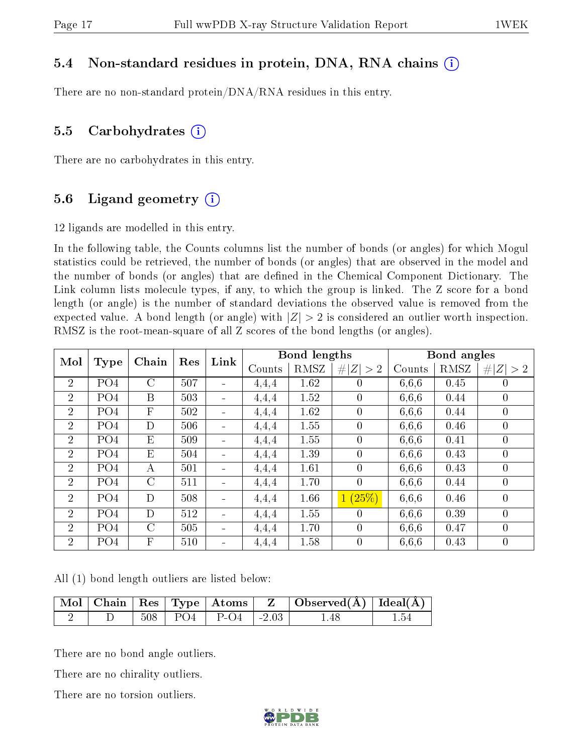## 5.4 Non-standard residues in protein, DNA, RNA chains

There are no non-standard protein/DNA/RNA residues in this entry.

## 5.5 Carbohydrates

There are no carbohydrates in this entry.

## 5.6 Ligand geometry

12 ligands are modelled in this entry.

In the following table, the Counts columns list the number of bonds (or angles) for which Mogul statistics could be retrieved, the number of bonds (or angles) that are observed in the model and the number of bonds (or angles) that are defined in the Chemical Component Dictionary. The Link column lists molecule types, if any, to which the group is linked. The Z score for a bond length (or angle) is the number of standard deviations the observed value is removed from the expected value. A bond length (or angle) with $|Z| > 2$ is considered an outlier worth inspection. RMSZ is the root-mean-square of all Z scores of the bond lengths (or angles).

| Mol | Type | Chain | Res | Link | Bond lengths | | | Bond angles | | |
|---|---|---|---|---|---|---|---|---|---|---|
| | | | | | Counts | RMSZ | $\#\|Z\| > 2$ | Counts | RMSZ | $\#\|Z\| > 2$ |
| 2 | PO4 | C | 507 | - | 4,4,4 | 1.62 | 0 | 6,6,6 | 0.45 | 0 |
| 2 | PO4 | B | 503 | - | 4,4,4 | 1.52 | 0 | 6,6,6 | 0.44 | 0 |
| 2 | PO4 | F | 502 | - | 4,4,4 | 1.62 | 0 | 6,6,6 | 0.44 | 0 |
| 2 | PO4 | D | 506 | - | 4,4,4 | 1.55 | 0 | 6,6,6 | 0.46 | 0 |
| 2 | PO4 | E | 509 | - | 4,4,4 | 1.55 | 0 | 6,6,6 | 0.41 | 0 |
| 2 | PO4 | E | 504 | - | 4,4,4 | 1.39 | 0 | 6,6,6 | 0.43 | 0 |
| 2 | PO4 | A | 501 | - | 4,4,4 | 1.61 | 0 | 6,6,6 | 0.43 | 0 |
| 2 | PO4 | C | 511 | - | 4,4,4 | 1.70 | 0 | 6,6,6 | 0.44 | 0 |
| 2 | PO4 | D | 508 | - | 4,4,4 | 1.66 | 1 (25%) | 6,6,6 | 0.46 | 0 |
| 2 | PO4 | D | 512 | - | 4,4,4 | 1.55 | 0 | 6,6,6 | 0.39 | 0 |
| 2 | PO4 | C | 505 | - | 4,4,4 | 1.70 | 0 | 6,6,6 | 0.47 | 0 |
| 2 | PO4 | F | 510 | - | 4,4,4 | 1.58 | 0 | 6,6,6 | 0.43 | 0 |

All (1) bond length outliers are listed below:

| Mol | Chain | Res | Type | Atoms | Z | Observed(Å) | Ideal(Å) |
|---|---|---|---|---|---|---|---|
| 2 | D | 508 | PO4 | P-O4 | -2.03 | 1.48 | 1.54 |

There are no bond angle outliers.

There are no chirality outliers.

There are no torsion outliers.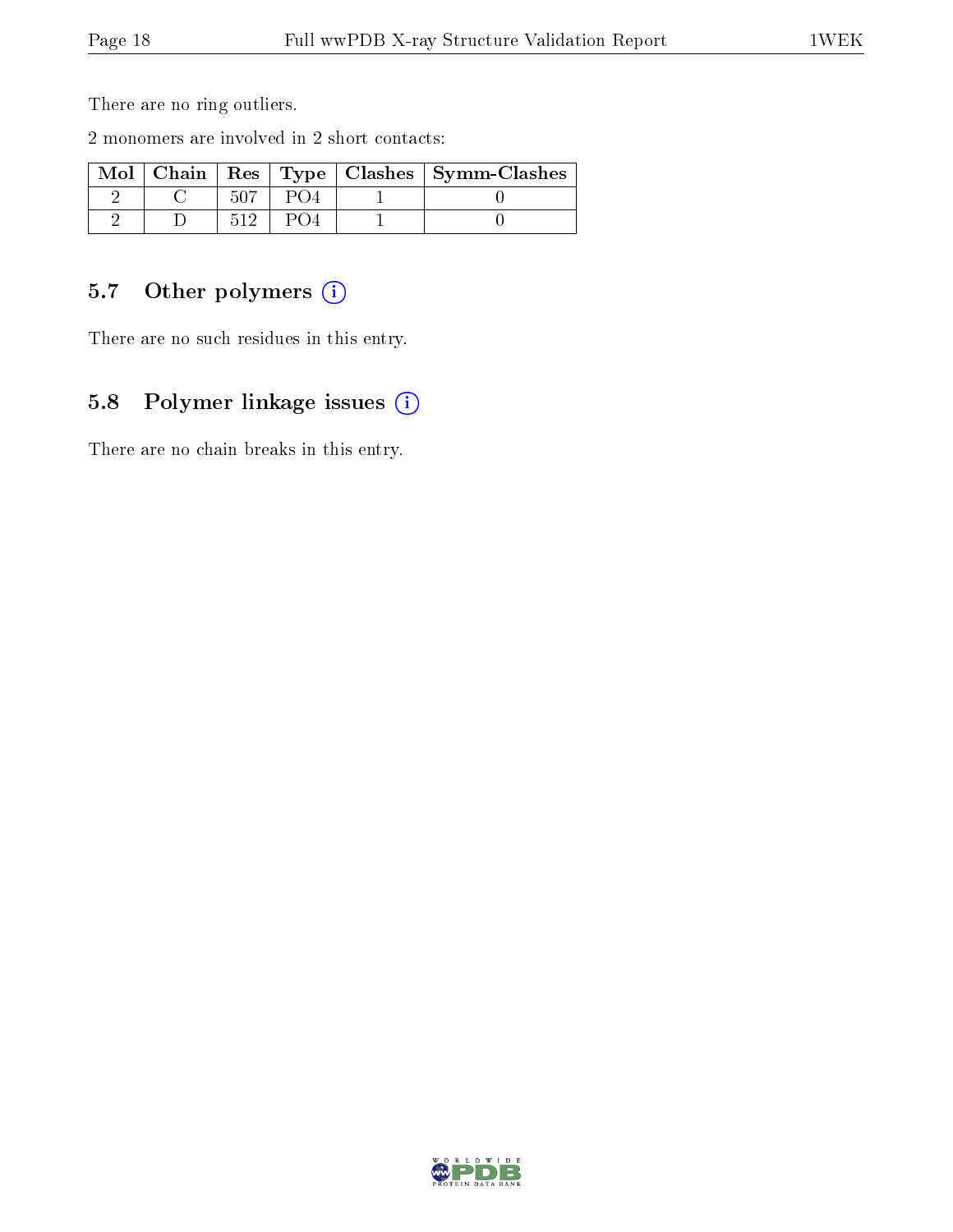There are no ring outliers.

2 monomers are involved in 2 short contacts:

| Mol | Chain | Res | Type | Clashes | Symm-Clashes |
|---|---|---|---|---|---|
| 2 | C | 507 | PO4 | 1 | 0 |
| 2 | D | 512 | PO4 | 1 | 0 |

## 5.7 Other polymers (i)

There are no such residues in this entry.

## 5.8 Polymer linkage issues (i)

There are no chain breaks in this entry.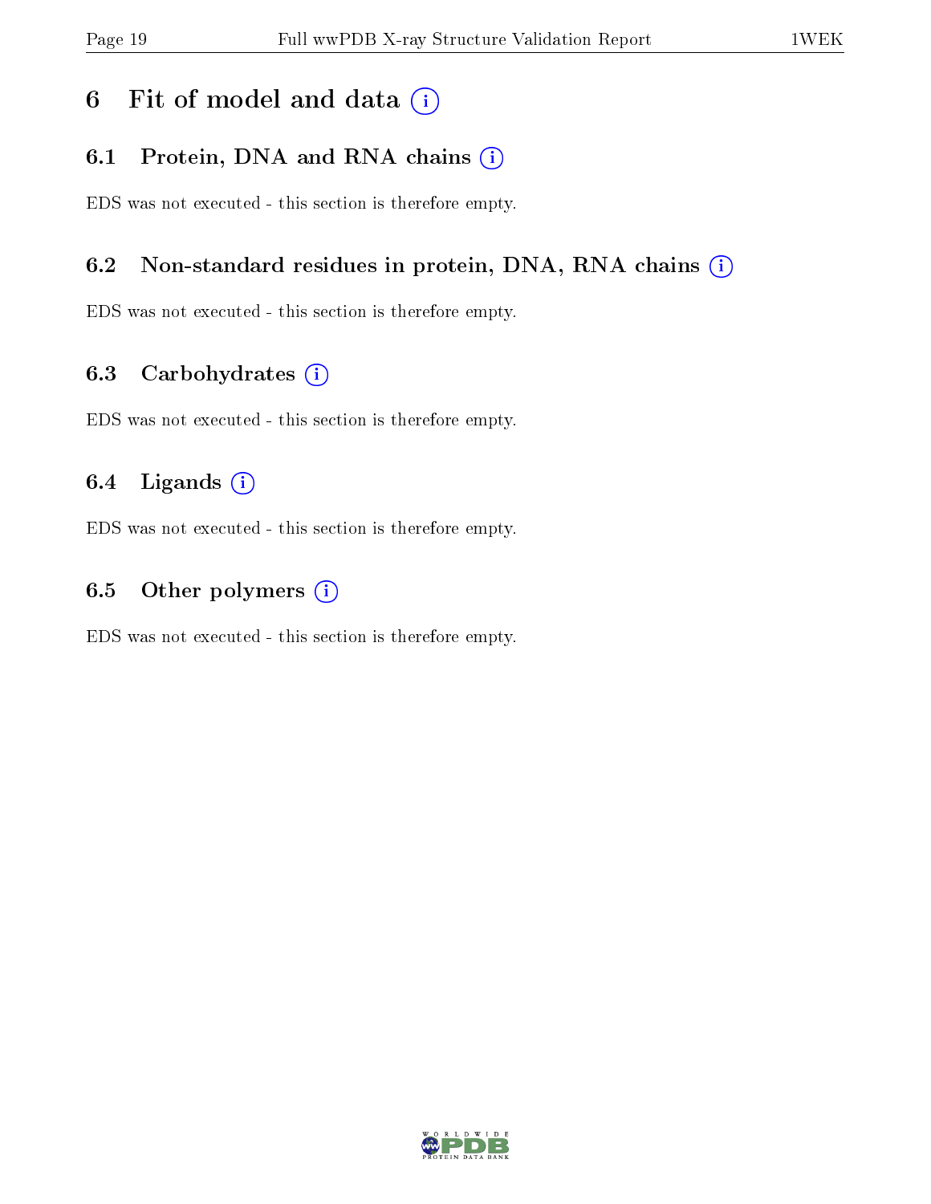# 6 Fit of model and data

## 6.1 Protein, DNA and RNA chains

EDS was not executed - this section is therefore empty.

## 6.2 Non-standard residues in protein, DNA, RNA chains

EDS was not executed - this section is therefore empty.

## 6.3 Carbohydrates

EDS was not executed - this section is therefore empty.

## 6.4 Ligands

EDS was not executed - this section is therefore empty.

## 6.5 Other polymers

EDS was not executed - this section is therefore empty.